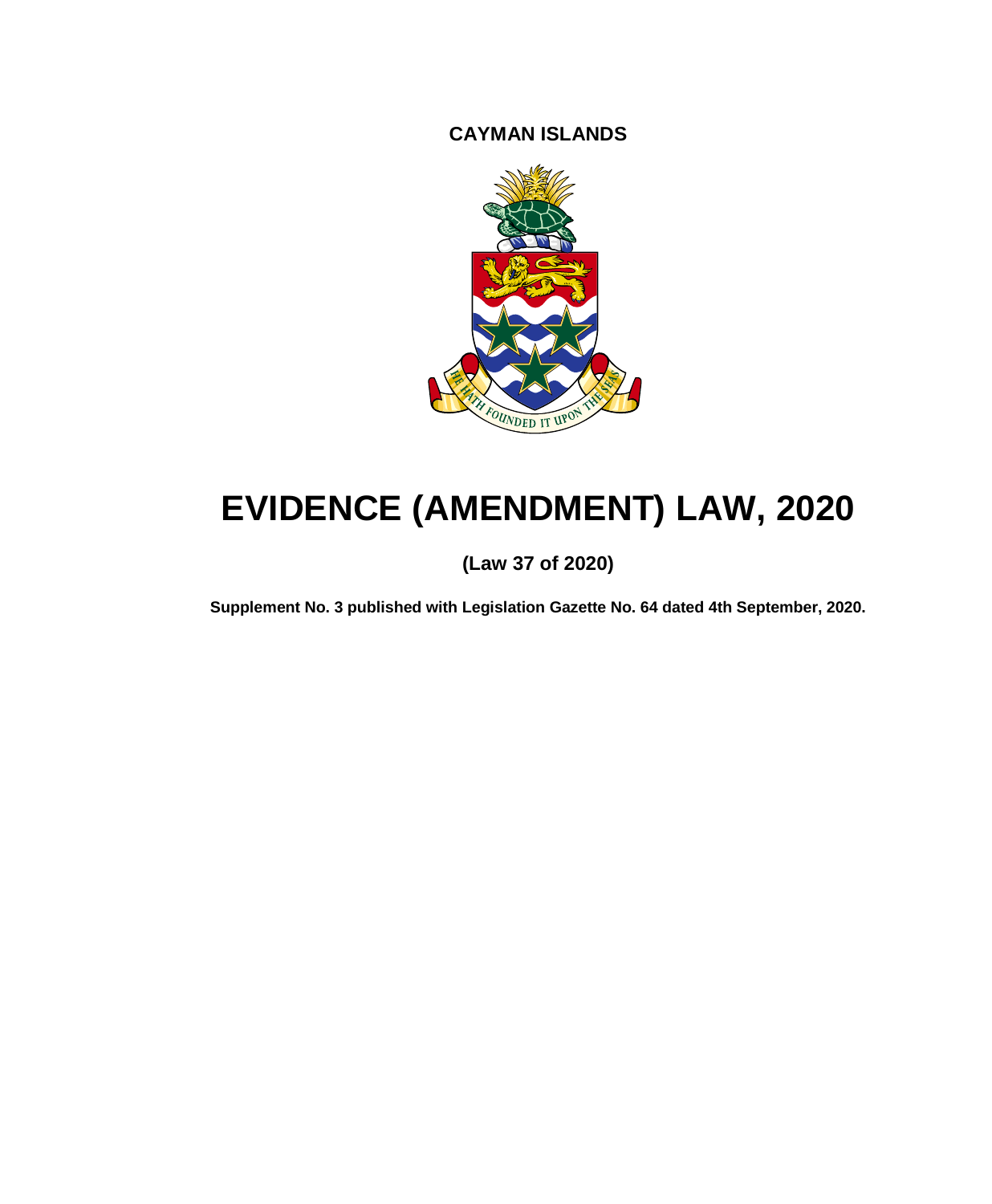**CAYMAN ISLANDS**

# EVIDENCE (AMENDMENT) LAW, 2020

**(Law 37 of 2020)**

**Supplement No. 3 published with Legislation Gazette No. 64 dated 4th September, 2020.**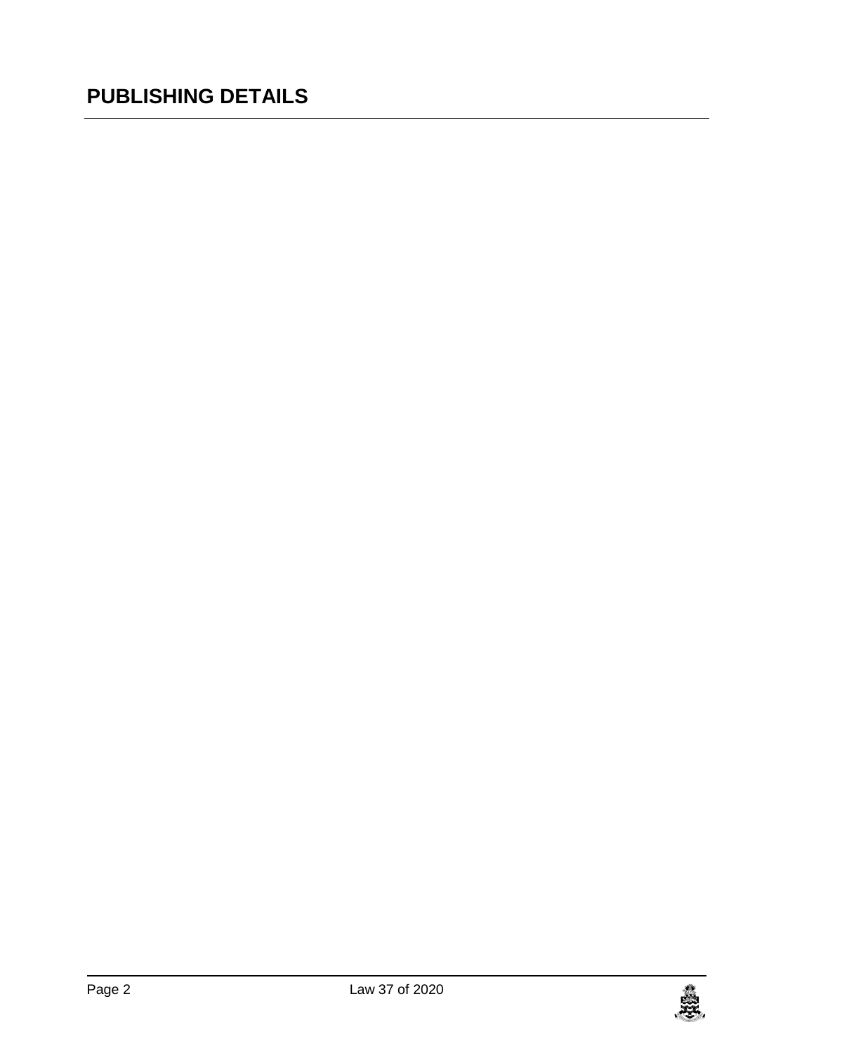# PUBLISHING DETAILS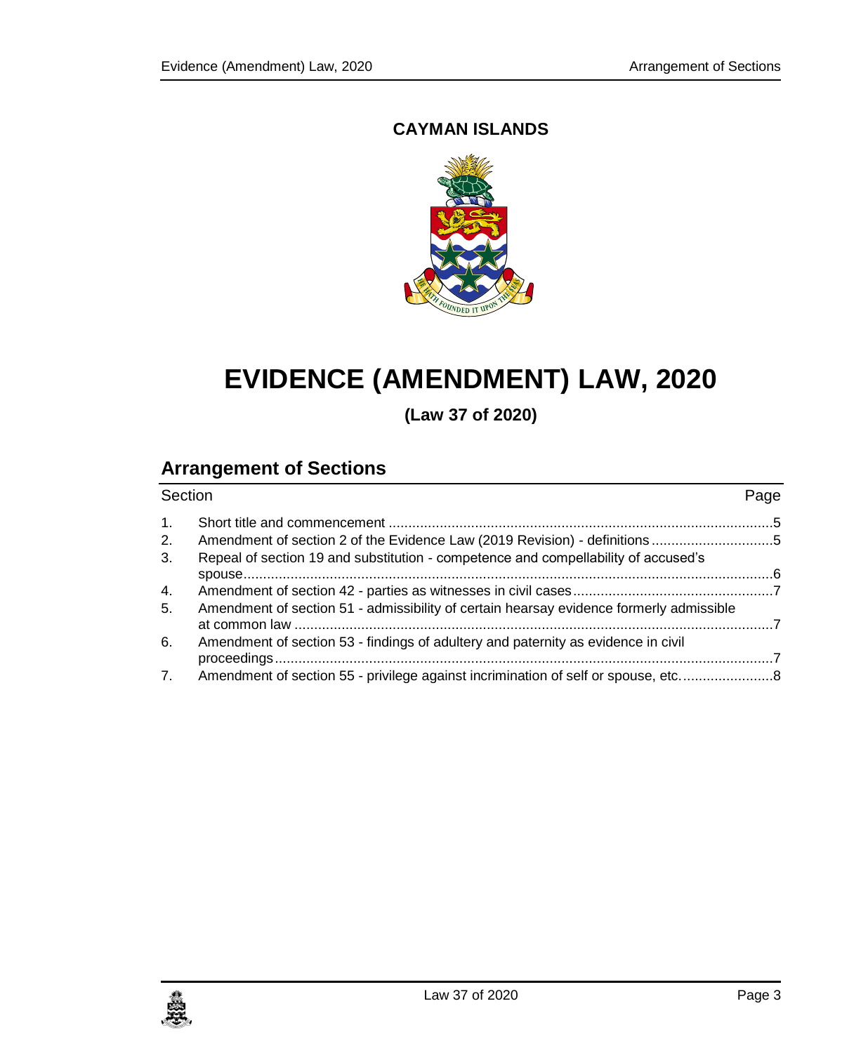**CAYMAN ISLANDS**

# EVIDENCE (AMENDMENT) LAW, 2020

**(Law 37 of 2020)**

## Arrangement of Sections

| Section | | Page |
|---|---|---|
| 1. | Short title and commencement | 5 |
| 2. | Amendment of section 2 of the Evidence Law (2019 Revision) - definitions | 5 |
| 3. | Repeal of section 19 and substitution - competence and compellability of accused's spouse | 6 |
| 4. | Amendment of section 42 - parties as witnesses in civil cases | 7 |
| 5. | Amendment of section 51 - admissibility of certain hearsay evidence formerly admissible at common law | 7 |
| 6. | Amendment of section 53 - findings of adultery and paternity as evidence in civil proceedings | 7 |
| 7. | Amendment of section 55 - privilege against incrimination of self or spouse, etc. | 8 |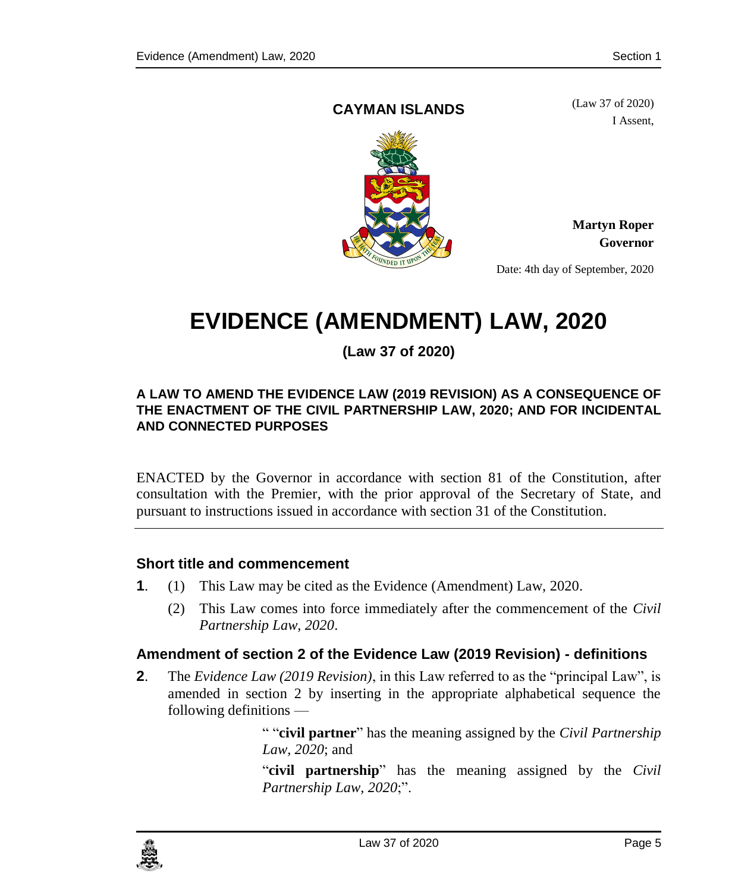**CAYMAN ISLANDS**

(Law 37 of 2020)

I Assent,

**Martyn Roper**
**Governor**

Date: 4th day of September, 2020

# EVIDENCE (AMENDMENT) LAW, 2020

**(Law 37 of 2020)**

**A LAW TO AMEND THE EVIDENCE LAW (2019 REVISION) AS A CONSEQUENCE OF THE ENACTMENT OF THE CIVIL PARTNERSHIP LAW, 2020; AND FOR INCIDENTAL AND CONNECTED PURPOSES**

ENACTED by the Governor in accordance with section 81 of the Constitution, after consultation with the Premier, with the prior approval of the Secretary of State, and pursuant to instructions issued in accordance with section 31 of the Constitution.

### Short title and commencement

**1**. (1) This Law may be cited as the Evidence (Amendment) Law, 2020.

(2) This Law comes into force immediately after the commencement of the *Civil Partnership Law, 2020*.

### Amendment of section 2 of the Evidence Law (2019 Revision) - definitions

**2**. The *Evidence Law (2019 Revision)*, in this Law referred to as the "principal Law", is amended in section 2 by inserting in the appropriate alphabetical sequence the following definitions —

> " "**civil partner**" has the meaning assigned by the *Civil Partnership Law, 2020*; and
>
> "**civil partnership**" has the meaning assigned by the *Civil Partnership Law, 2020*;".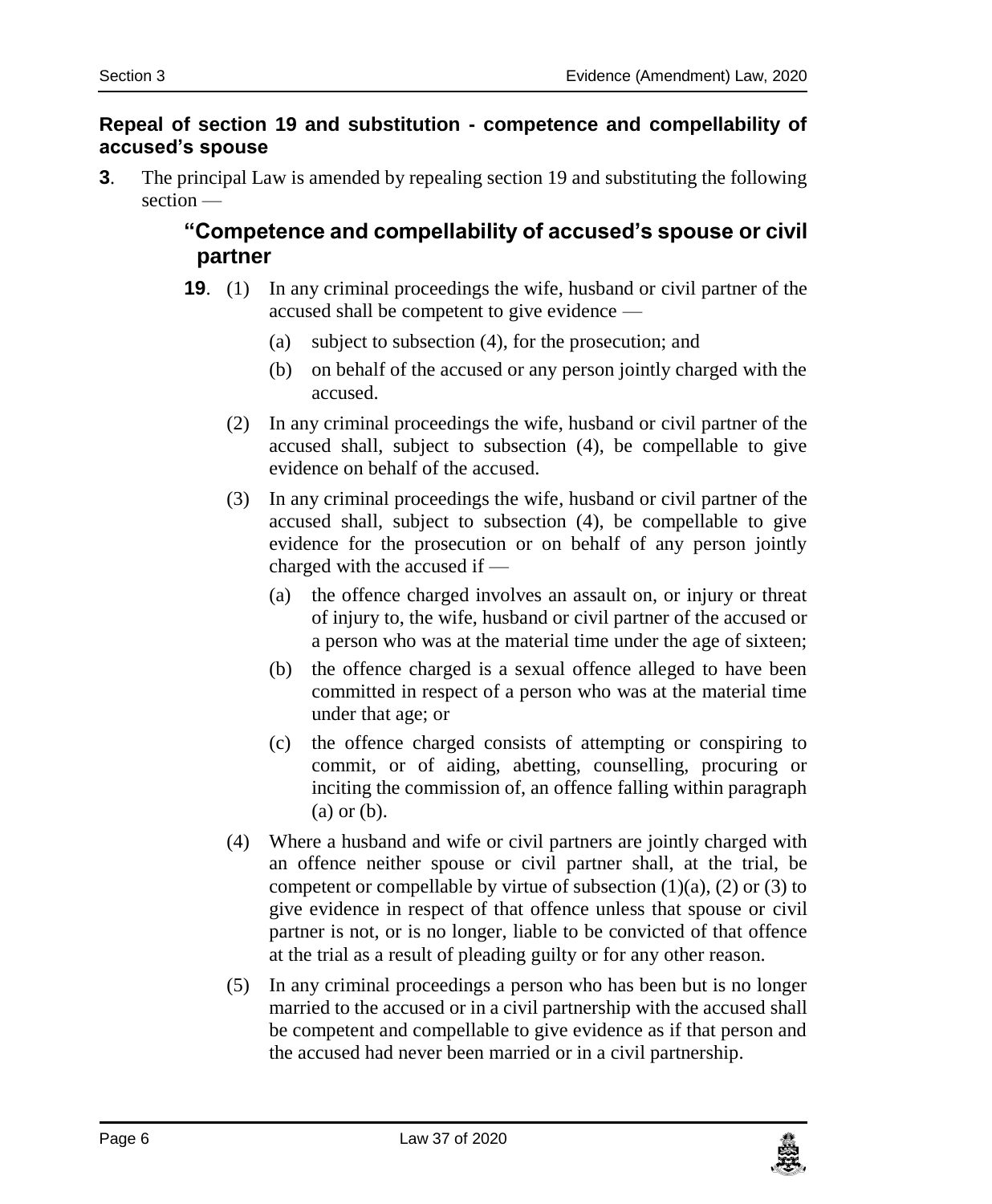### Repeal of section 19 and substitution - competence and compellability of accused's spouse

**3**. The principal Law is amended by repealing section 19 and substituting the following section —

> **"Competence and compellability of accused's spouse or civil partner**
>
> **19**. (1) In any criminal proceedings the wife, husband or civil partner of the accused shall be competent to give evidence —
>
> (a) subject to subsection (4), for the prosecution; and
>
> (b) on behalf of the accused or any person jointly charged with the accused.
>
> (2) In any criminal proceedings the wife, husband or civil partner of the accused shall, subject to subsection (4), be compellable to give evidence on behalf of the accused.
>
> (3) In any criminal proceedings the wife, husband or civil partner of the accused shall, subject to subsection (4), be compellable to give evidence for the prosecution or on behalf of any person jointly charged with the accused if —
>
> (a) the offence charged involves an assault on, or injury or threat of injury to, the wife, husband or civil partner of the accused or a person who was at the material time under the age of sixteen;
>
> (b) the offence charged is a sexual offence alleged to have been committed in respect of a person who was at the material time under that age; or
>
> (c) the offence charged consists of attempting or conspiring to commit, or of aiding, abetting, counselling, procuring or inciting the commission of, an offence falling within paragraph (a) or (b).
>
> (4) Where a husband and wife or civil partners are jointly charged with an offence neither spouse or civil partner shall, at the trial, be competent or compellable by virtue of subsection (1)(a), (2) or (3) to give evidence in respect of that offence unless that spouse or civil partner is not, or is no longer, liable to be convicted of that offence at the trial as a result of pleading guilty or for any other reason.
>
> (5) In any criminal proceedings a person who has been but is no longer married to the accused or in a civil partnership with the accused shall be competent and compellable to give evidence as if that person and the accused had never been married or in a civil partnership.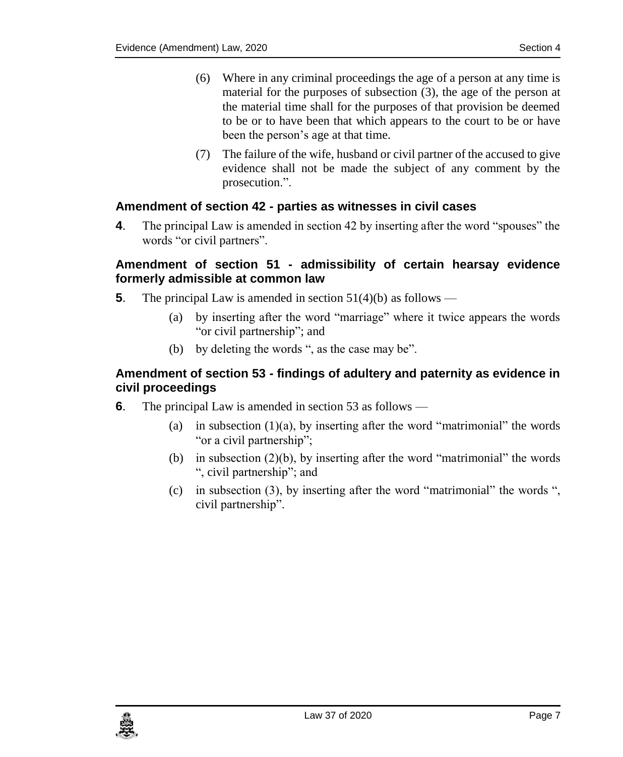(6) Where in any criminal proceedings the age of a person at any time is material for the purposes of subsection (3), the age of the person at the material time shall for the purposes of that provision be deemed to be or to have been that which appears to the court to be or have been the person's age at that time.

(7) The failure of the wife, husband or civil partner of the accused to give evidence shall not be made the subject of any comment by the prosecution.".

### Amendment of section 42 - parties as witnesses in civil cases

**4**. The principal Law is amended in section 42 by inserting after the word "spouses" the words "or civil partners".

### Amendment of section 51 - admissibility of certain hearsay evidence formerly admissible at common law

**5**. The principal Law is amended in section 51(4)(b) as follows —

(a) by inserting after the word "marriage" where it twice appears the words "or civil partnership"; and

(b) by deleting the words ", as the case may be".

### Amendment of section 53 - findings of adultery and paternity as evidence in civil proceedings

**6**. The principal Law is amended in section 53 as follows —

(a) in subsection (1)(a), by inserting after the word "matrimonial" the words "or a civil partnership";

(b) in subsection (2)(b), by inserting after the word "matrimonial" the words ", civil partnership"; and

(c) in subsection (3), by inserting after the word "matrimonial" the words ", civil partnership".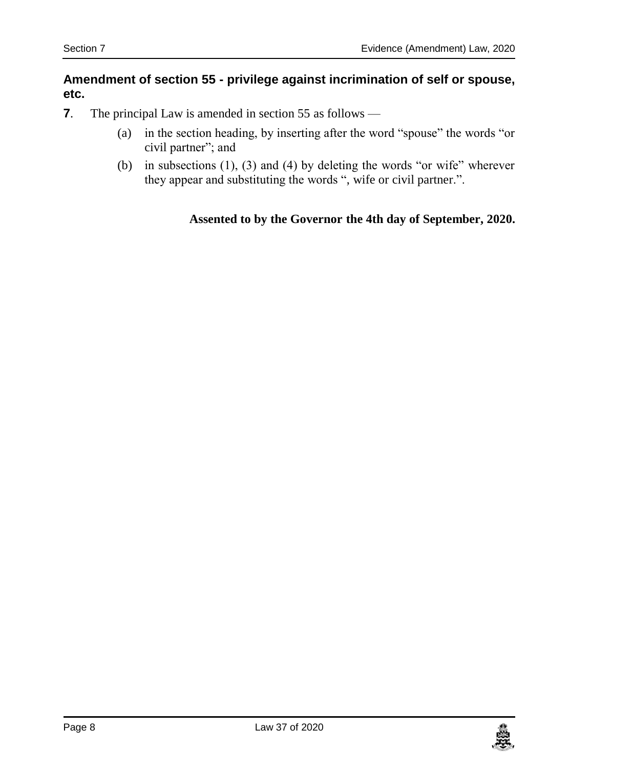### Amendment of section 55 - privilege against incrimination of self or spouse, etc.

**7**. The principal Law is amended in section 55 as follows —

(a) in the section heading, by inserting after the word "spouse" the words "or civil partner"; and

(b) in subsections (1), (3) and (4) by deleting the words "or wife" wherever they appear and substituting the words ", wife or civil partner.".

**Assented to by the Governor the 4th day of September, 2020.**